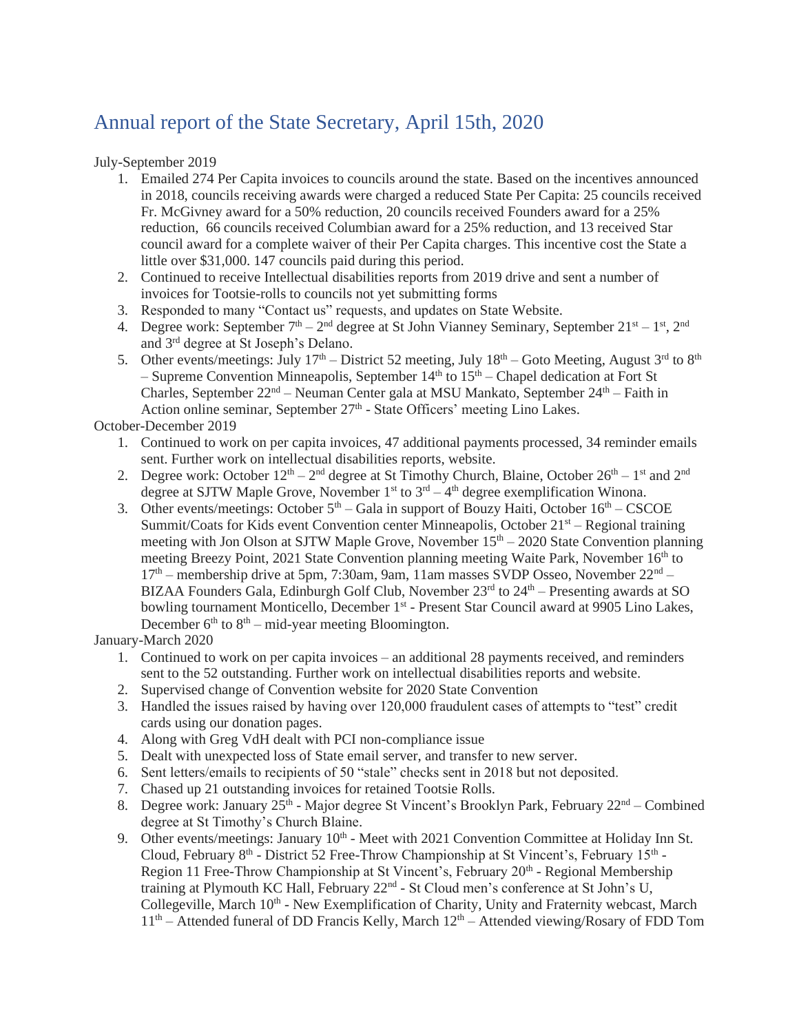# Annual report of the State Secretary, April 15th, 2020

July-September 2019

1. Emailed 274 Per Capita invoices to councils around the state. Based on the incentives announced in 2018, councils receiving awards were charged a reduced State Per Capita: 25 councils received Fr. McGivney award for a 50% reduction, 20 councils received Founders award for a 25% reduction, 66 councils received Columbian award for a 25% reduction, and 13 received Star council award for a complete waiver of their Per Capita charges. This incentive cost the State a little over $31,000. 147 councils paid during this period.
2. Continued to receive Intellectual disabilities reports from 2019 drive and sent a number of invoices for Tootsie-rolls to councils not yet submitting forms
3. Responded to many "Contact us" requests, and updates on State Website.
4. Degree work: September 7th – 2nd degree at St John Vianney Seminary, September 21st – 1st, 2nd and 3rd degree at St Joseph's Delano.
5. Other events/meetings: July 17th – District 52 meeting, July 18th – Goto Meeting, August 3rd to 8th – Supreme Convention Minneapolis, September 14th to 15th – Chapel dedication at Fort St Charles, September 22nd – Neuman Center gala at MSU Mankato, September 24th – Faith in Action online seminar, September 27th - State Officers' meeting Lino Lakes.

October-December 2019

1. Continued to work on per capita invoices, 47 additional payments processed, 34 reminder emails sent. Further work on intellectual disabilities reports, website.
2. Degree work: October 12th – 2nd degree at St Timothy Church, Blaine, October 26th – 1st and 2nd degree at SJTW Maple Grove, November 1st to 3rd – 4th degree exemplification Winona.
3. Other events/meetings: October 5th – Gala in support of Bouzy Haiti, October 16th – CSCOE Summit/Coats for Kids event Convention center Minneapolis, October 21st – Regional training meeting with Jon Olson at SJTW Maple Grove, November 15th – 2020 State Convention planning meeting Breezy Point, 2021 State Convention planning meeting Waite Park, November 16th to 17th – membership drive at 5pm, 7:30am, 9am, 11am masses SVDP Osseo, November 22nd – BIZAA Founders Gala, Edinburgh Golf Club, November 23rd to 24th – Presenting awards at SO bowling tournament Monticello, December 1st - Present Star Council award at 9905 Lino Lakes, December 6th to 8th – mid-year meeting Bloomington.

January-March 2020

1. Continued to work on per capita invoices – an additional 28 payments received, and reminders sent to the 52 outstanding. Further work on intellectual disabilities reports and website.
2. Supervised change of Convention website for 2020 State Convention
3. Handled the issues raised by having over 120,000 fraudulent cases of attempts to "test" credit cards using our donation pages.
4. Along with Greg VdH dealt with PCI non-compliance issue
5. Dealt with unexpected loss of State email server, and transfer to new server.
6. Sent letters/emails to recipients of 50 "stale" checks sent in 2018 but not deposited.
7. Chased up 21 outstanding invoices for retained Tootsie Rolls.
8. Degree work: January 25th - Major degree St Vincent's Brooklyn Park, February 22nd – Combined degree at St Timothy's Church Blaine.
9. Other events/meetings: January 10th - Meet with 2021 Convention Committee at Holiday Inn St. Cloud, February 8th - District 52 Free-Throw Championship at St Vincent's, February 15th - Region 11 Free-Throw Championship at St Vincent's, February 20th - Regional Membership training at Plymouth KC Hall, February 22nd - St Cloud men's conference at St John's U, Collegeville, March 10th - New Exemplification of Charity, Unity and Fraternity webcast, March 11th – Attended funeral of DD Francis Kelly, March 12th – Attended viewing/Rosary of FDD Tom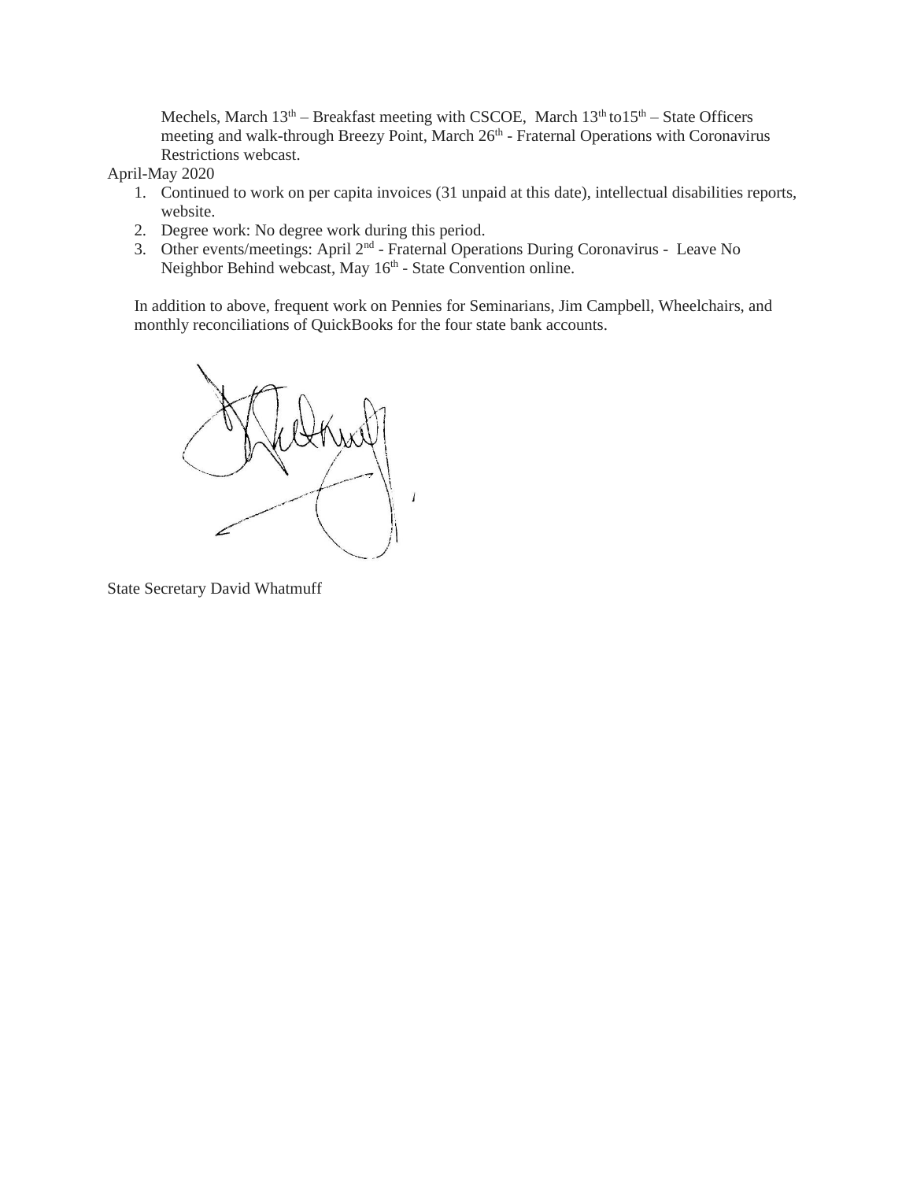Mechels, March 13th – Breakfast meeting with CSCOE, March 13th to15th – State Officers meeting and walk-through Breezy Point, March 26th - Fraternal Operations with Coronavirus Restrictions webcast.

April-May 2020

1. Continued to work on per capita invoices (31 unpaid at this date), intellectual disabilities reports, website.
2. Degree work: No degree work during this period.
3. Other events/meetings: April 2nd - Fraternal Operations During Coronavirus - Leave No Neighbor Behind webcast, May 16th - State Convention online.

In addition to above, frequent work on Pennies for Seminarians, Jim Campbell, Wheelchairs, and monthly reconciliations of QuickBooks for the four state bank accounts.

State Secretary David Whatmuff